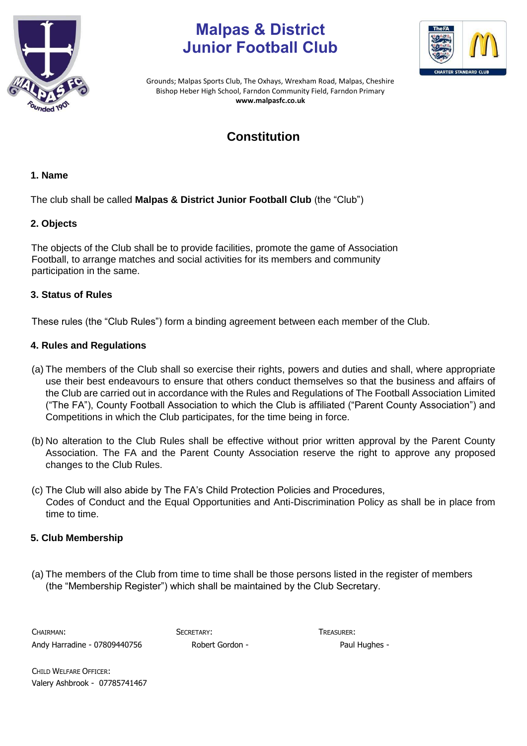# Malpas & District Junior Football Club

Grounds; Malpas Sports Club, The Oxhays, Wrexham Road, Malpas, Cheshire
Bishop Heber High School, Farndon Community Field, Farndon Primary
**www.malpasfc.co.uk**

## Constitution

### 1. Name

The club shall be called **Malpas & District Junior Football Club** (the "Club")

### 2. Objects

The objects of the Club shall be to provide facilities, promote the game of Association Football, to arrange matches and social activities for its members and community participation in the same.

### 3. Status of Rules

These rules (the "Club Rules") form a binding agreement between each member of the Club.

### 4. Rules and Regulations

(a) The members of the Club shall so exercise their rights, powers and duties and shall, where appropriate use their best endeavours to ensure that others conduct themselves so that the business and affairs of the Club are carried out in accordance with the Rules and Regulations of The Football Association Limited ("The FA"), County Football Association to which the Club is affiliated ("Parent County Association") and Competitions in which the Club participates, for the time being in force.

(b) No alteration to the Club Rules shall be effective without prior written approval by the Parent County Association. The FA and the Parent County Association reserve the right to approve any proposed changes to the Club Rules.

(c) The Club will also abide by The FA's Child Protection Policies and Procedures, Codes of Conduct and the Equal Opportunities and Anti-Discrimination Policy as shall be in place from time to time.

### 5. Club Membership

(a) The members of the Club from time to time shall be those persons listed in the register of members (the "Membership Register") which shall be maintained by the Club Secretary.

CHAIRMAN:
Andy Harradine - 07809440756

SECRETARY:
Robert Gordon -

TREASURER:
Paul Hughes -

CHILD WELFARE OFFICER:
Valery Ashbrook - 07785741467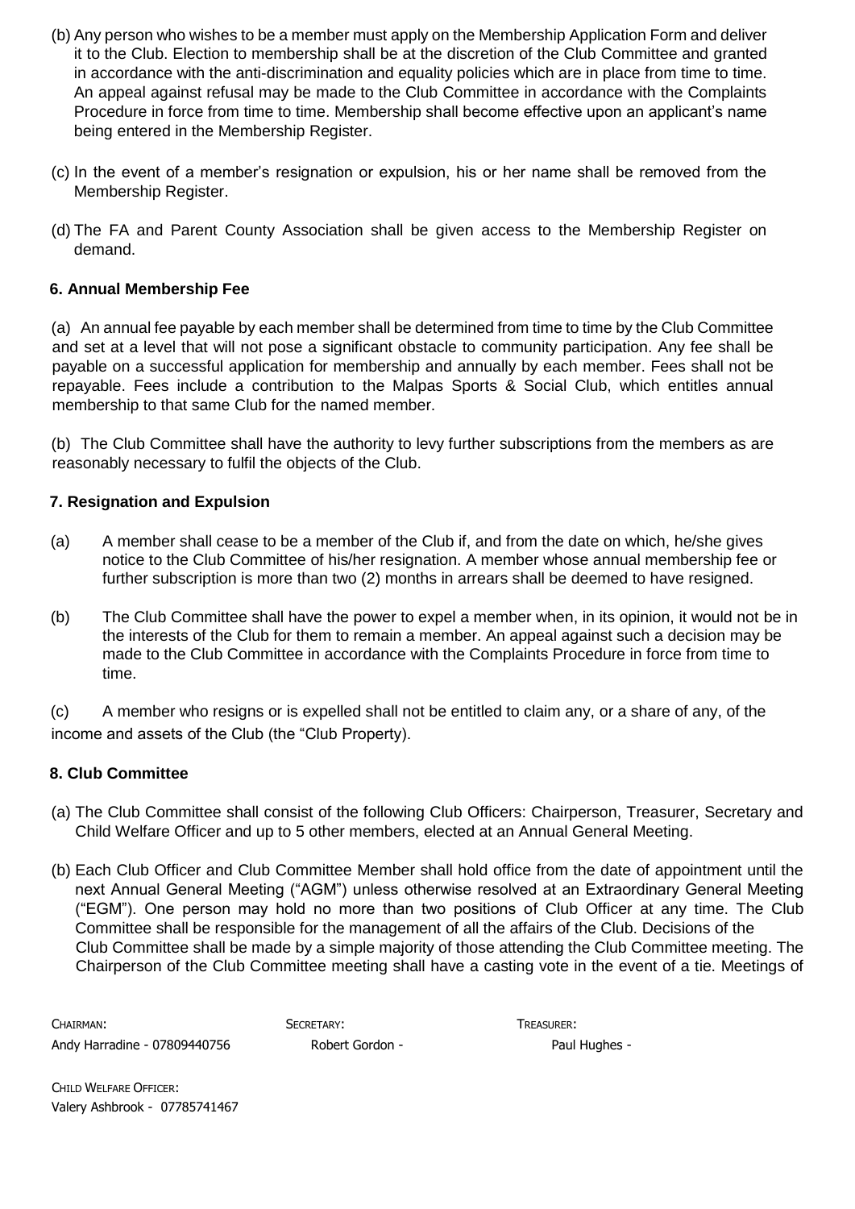(b) Any person who wishes to be a member must apply on the Membership Application Form and deliver it to the Club. Election to membership shall be at the discretion of the Club Committee and granted in accordance with the anti-discrimination and equality policies which are in place from time to time. An appeal against refusal may be made to the Club Committee in accordance with the Complaints Procedure in force from time to time. Membership shall become effective upon an applicant's name being entered in the Membership Register.

(c) In the event of a member's resignation or expulsion, his or her name shall be removed from the Membership Register.

(d) The FA and Parent County Association shall be given access to the Membership Register on demand.

### 6. Annual Membership Fee

(a) An annual fee payable by each member shall be determined from time to time by the Club Committee and set at a level that will not pose a significant obstacle to community participation. Any fee shall be payable on a successful application for membership and annually by each member. Fees shall not be repayable. Fees include a contribution to the Malpas Sports & Social Club, which entitles annual membership to that same Club for the named member.

(b) The Club Committee shall have the authority to levy further subscriptions from the members as are reasonably necessary to fulfil the objects of the Club.

### 7. Resignation and Expulsion

(a) A member shall cease to be a member of the Club if, and from the date on which, he/she gives notice to the Club Committee of his/her resignation. A member whose annual membership fee or further subscription is more than two (2) months in arrears shall be deemed to have resigned.

(b) The Club Committee shall have the power to expel a member when, in its opinion, it would not be in the interests of the Club for them to remain a member. An appeal against such a decision may be made to the Club Committee in accordance with the Complaints Procedure in force from time to time.

(c) A member who resigns or is expelled shall not be entitled to claim any, or a share of any, of the income and assets of the Club (the "Club Property).

### 8. Club Committee

(a) The Club Committee shall consist of the following Club Officers: Chairperson, Treasurer, Secretary and Child Welfare Officer and up to 5 other members, elected at an Annual General Meeting.

(b) Each Club Officer and Club Committee Member shall hold office from the date of appointment until the next Annual General Meeting ("AGM") unless otherwise resolved at an Extraordinary General Meeting ("EGM"). One person may hold no more than two positions of Club Officer at any time. The Club Committee shall be responsible for the management of all the affairs of the Club. Decisions of the Club Committee shall be made by a simple majority of those attending the Club Committee meeting. The Chairperson of the Club Committee meeting shall have a casting vote in the event of a tie. Meetings of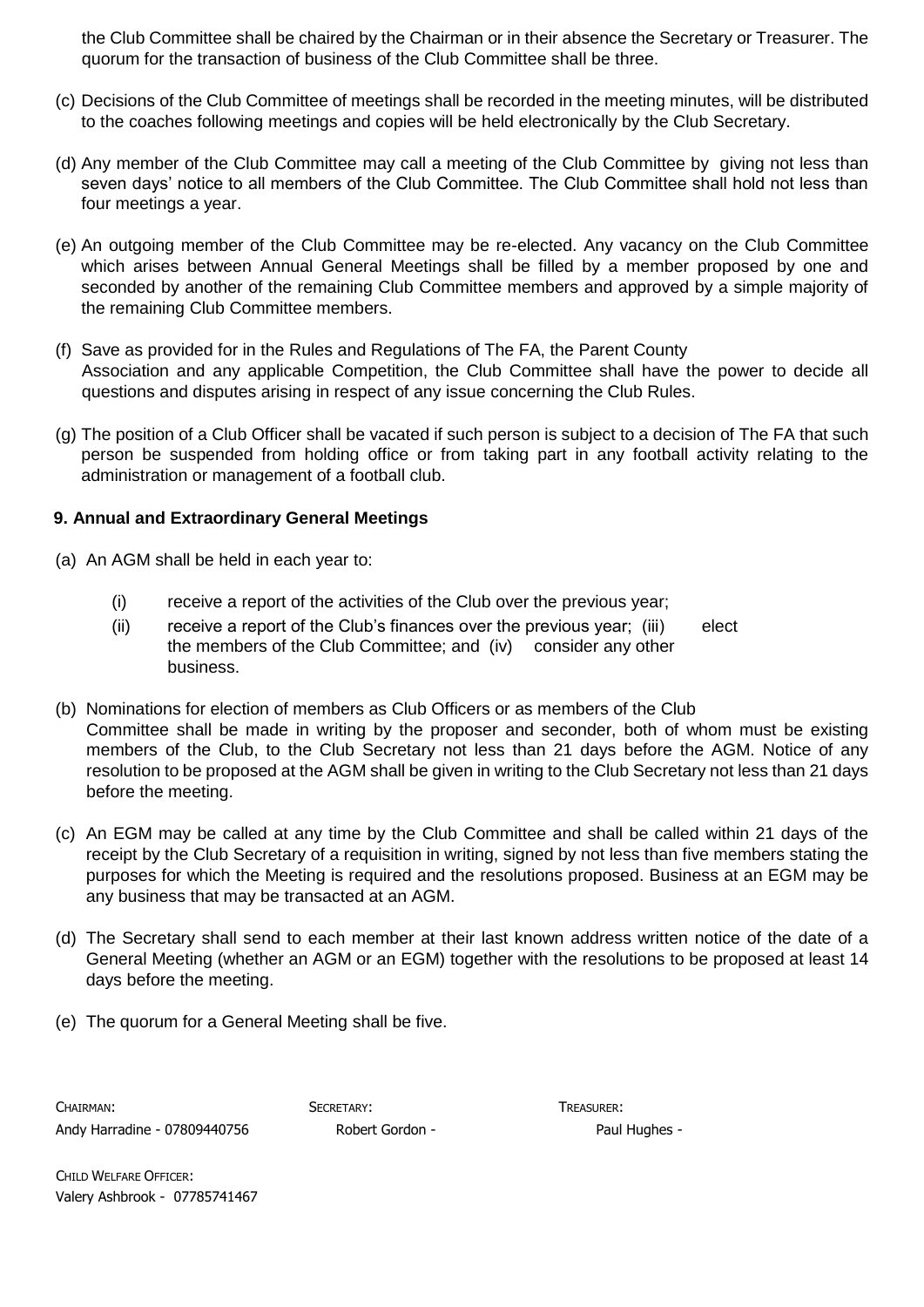the Club Committee shall be chaired by the Chairman or in their absence the Secretary or Treasurer. The quorum for the transaction of business of the Club Committee shall be three.

(c) Decisions of the Club Committee of meetings shall be recorded in the meeting minutes, will be distributed to the coaches following meetings and copies will be held electronically by the Club Secretary.

(d) Any member of the Club Committee may call a meeting of the Club Committee by giving not less than seven days' notice to all members of the Club Committee. The Club Committee shall hold not less than four meetings a year.

(e) An outgoing member of the Club Committee may be re-elected. Any vacancy on the Club Committee which arises between Annual General Meetings shall be filled by a member proposed by one and seconded by another of the remaining Club Committee members and approved by a simple majority of the remaining Club Committee members.

(f) Save as provided for in the Rules and Regulations of The FA, the Parent County Association and any applicable Competition, the Club Committee shall have the power to decide all questions and disputes arising in respect of any issue concerning the Club Rules.

(g) The position of a Club Officer shall be vacated if such person is subject to a decision of The FA that such person be suspended from holding office or from taking part in any football activity relating to the administration or management of a football club.

### 9. Annual and Extraordinary General Meetings

(a) An AGM shall be held in each year to:

- (i) receive a report of the activities of the Club over the previous year;
- (ii) receive a report of the Club's finances over the previous year;
- (iii) elect the members of the Club Committee; and
- (iv) consider any other business.

(b) Nominations for election of members as Club Officers or as members of the Club Committee shall be made in writing by the proposer and seconder, both of whom must be existing members of the Club, to the Club Secretary not less than 21 days before the AGM. Notice of any resolution to be proposed at the AGM shall be given in writing to the Club Secretary not less than 21 days before the meeting.

(c) An EGM may be called at any time by the Club Committee and shall be called within 21 days of the receipt by the Club Secretary of a requisition in writing, signed by not less than five members stating the purposes for which the Meeting is required and the resolutions proposed. Business at an EGM may be any business that may be transacted at an AGM.

(d) The Secretary shall send to each member at their last known address written notice of the date of a General Meeting (whether an AGM or an EGM) together with the resolutions to be proposed at least 14 days before the meeting.

(e) The quorum for a General Meeting shall be five.

CHAIRMAN: Andy Harradine - 07809440756

SECRETARY: Robert Gordon -

TREASURER: Paul Hughes -

CHILD WELFARE OFFICER: Valery Ashbrook - 07785741467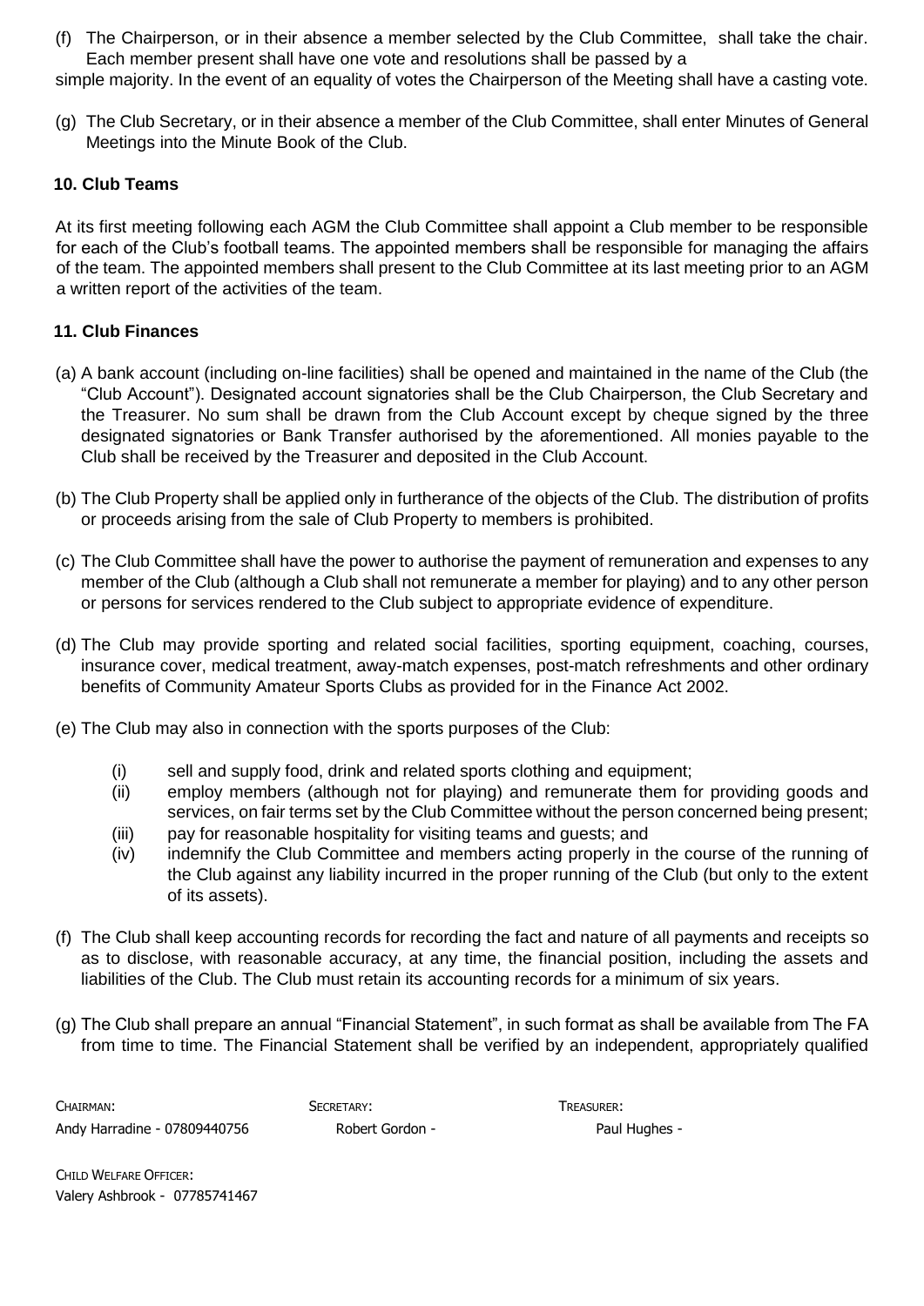(f) The Chairperson, or in their absence a member selected by the Club Committee, shall take the chair. Each member present shall have one vote and resolutions shall be passed by a simple majority. In the event of an equality of votes the Chairperson of the Meeting shall have a casting vote.

(g) The Club Secretary, or in their absence a member of the Club Committee, shall enter Minutes of General Meetings into the Minute Book of the Club.

### 10. Club Teams

At its first meeting following each AGM the Club Committee shall appoint a Club member to be responsible for each of the Club's football teams. The appointed members shall be responsible for managing the affairs of the team. The appointed members shall present to the Club Committee at its last meeting prior to an AGM a written report of the activities of the team.

### 11. Club Finances

(a) A bank account (including on-line facilities) shall be opened and maintained in the name of the Club (the "Club Account"). Designated account signatories shall be the Club Chairperson, the Club Secretary and the Treasurer. No sum shall be drawn from the Club Account except by cheque signed by the three designated signatories or Bank Transfer authorised by the aforementioned. All monies payable to the Club shall be received by the Treasurer and deposited in the Club Account.

(b) The Club Property shall be applied only in furtherance of the objects of the Club. The distribution of profits or proceeds arising from the sale of Club Property to members is prohibited.

(c) The Club Committee shall have the power to authorise the payment of remuneration and expenses to any member of the Club (although a Club shall not remunerate a member for playing) and to any other person or persons for services rendered to the Club subject to appropriate evidence of expenditure.

(d) The Club may provide sporting and related social facilities, sporting equipment, coaching, courses, insurance cover, medical treatment, away-match expenses, post-match refreshments and other ordinary benefits of Community Amateur Sports Clubs as provided for in the Finance Act 2002.

(e) The Club may also in connection with the sports purposes of the Club:

   (i) sell and supply food, drink and related sports clothing and equipment;
   (ii) employ members (although not for playing) and remunerate them for providing goods and services, on fair terms set by the Club Committee without the person concerned being present;
   (iii) pay for reasonable hospitality for visiting teams and guests; and
   (iv) indemnify the Club Committee and members acting properly in the course of the running of the Club against any liability incurred in the proper running of the Club (but only to the extent of its assets).

(f) The Club shall keep accounting records for recording the fact and nature of all payments and receipts so as to disclose, with reasonable accuracy, at any time, the financial position, including the assets and liabilities of the Club. The Club must retain its accounting records for a minimum of six years.

(g) The Club shall prepare an annual "Financial Statement", in such format as shall be available from The FA from time to time. The Financial Statement shall be verified by an independent, appropriately qualified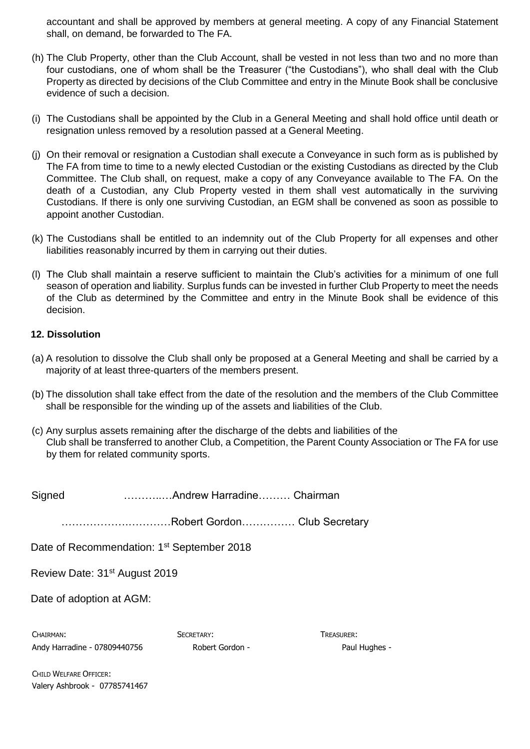accountant and shall be approved by members at general meeting. A copy of any Financial Statement shall, on demand, be forwarded to The FA.

(h) The Club Property, other than the Club Account, shall be vested in not less than two and no more than four custodians, one of whom shall be the Treasurer ("the Custodians"), who shall deal with the Club Property as directed by decisions of the Club Committee and entry in the Minute Book shall be conclusive evidence of such a decision.

(i) The Custodians shall be appointed by the Club in a General Meeting and shall hold office until death or resignation unless removed by a resolution passed at a General Meeting.

(j) On their removal or resignation a Custodian shall execute a Conveyance in such form as is published by The FA from time to time to a newly elected Custodian or the existing Custodians as directed by the Club Committee. The Club shall, on request, make a copy of any Conveyance available to The FA. On the death of a Custodian, any Club Property vested in them shall vest automatically in the surviving Custodians. If there is only one surviving Custodian, an EGM shall be convened as soon as possible to appoint another Custodian.

(k) The Custodians shall be entitled to an indemnity out of the Club Property for all expenses and other liabilities reasonably incurred by them in carrying out their duties.

(l) The Club shall maintain a reserve sufficient to maintain the Club's activities for a minimum of one full season of operation and liability. Surplus funds can be invested in further Club Property to meet the needs of the Club as determined by the Committee and entry in the Minute Book shall be evidence of this decision.

**12. Dissolution**

(a) A resolution to dissolve the Club shall only be proposed at a General Meeting and shall be carried by a majority of at least three-quarters of the members present.

(b) The dissolution shall take effect from the date of the resolution and the members of the Club Committee shall be responsible for the winding up of the assets and liabilities of the Club.

(c) Any surplus assets remaining after the discharge of the debts and liabilities of the Club shall be transferred to another Club, a Competition, the Parent County Association or The FA for use by them for related community sports.

Signed ………..…Andrew Harradine……… Chairman

……………….…………Robert Gordon…………… Club Secretary

Date of Recommendation: 1st September 2018

Review Date: 31st August 2019

Date of adoption at AGM:

| | | |
|---|---|---|
| CHAIRMAN: | SECRETARY: | TREASURER: |
| Andy Harradine - 07809440756 | Robert Gordon - | Paul Hughes - |

CHILD WELFARE OFFICER:
Valery Ashbrook - 07785741467